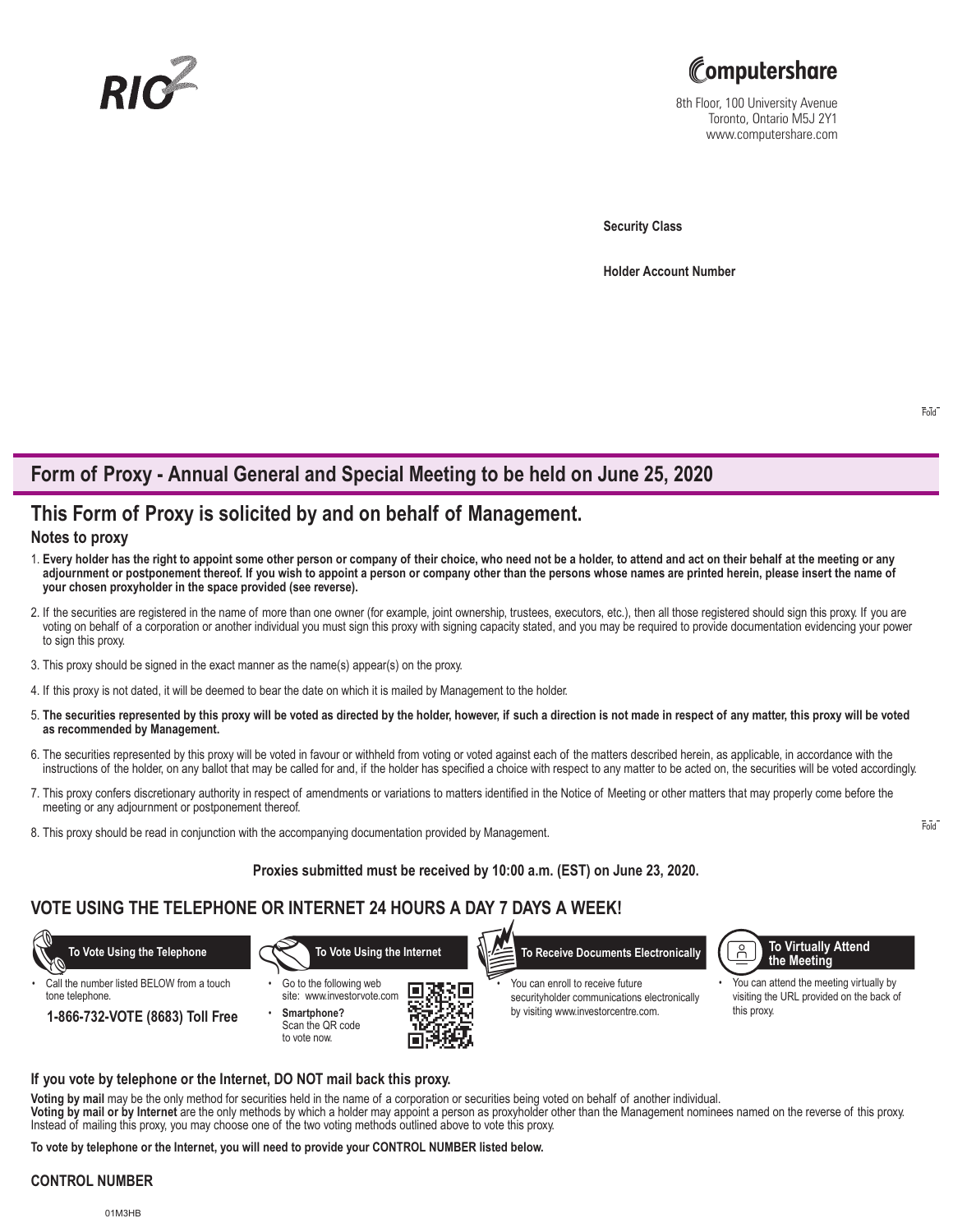RIO2

Computershare

8th Floor, 100 University Avenue
Toronto, Ontario M5J 2Y1
www.computershare.com

**Security Class**

**Holder Account Number**

## Form of Proxy - Annual General and Special Meeting to be held on June 25, 2020

## This Form of Proxy is solicited by and on behalf of Management.

### Notes to proxy

1. **Every holder has the right to appoint some other person or company of their choice, who need not be a holder, to attend and act on their behalf at the meeting or any adjournment or postponement thereof. If you wish to appoint a person or company other than the persons whose names are printed herein, please insert the name of your chosen proxyholder in the space provided (see reverse).**
2. If the securities are registered in the name of more than one owner (for example, joint ownership, trustees, executors, etc.), then all those registered should sign this proxy. If you are voting on behalf of a corporation or another individual you must sign this proxy with signing capacity stated, and you may be required to provide documentation evidencing your power to sign this proxy.
3. This proxy should be signed in the exact manner as the name(s) appear(s) on the proxy.
4. If this proxy is not dated, it will be deemed to bear the date on which it is mailed by Management to the holder.
5. **The securities represented by this proxy will be voted as directed by the holder, however, if such a direction is not made in respect of any matter, this proxy will be voted as recommended by Management.**
6. The securities represented by this proxy will be voted in favour or withheld from voting or voted against each of the matters described herein, as applicable, in accordance with the instructions of the holder, on any ballot that may be called for and, if the holder has specified a choice with respect to any matter to be acted on, the securities will be voted accordingly.
7. This proxy confers discretionary authority in respect of amendments or variations to matters identified in the Notice of Meeting or other matters that may properly come before the meeting or any adjournment or postponement thereof.
8. This proxy should be read in conjunction with the accompanying documentation provided by Management.

**Proxies submitted must be received by 10:00 a.m. (EST) on June 23, 2020.**

## VOTE USING THE TELEPHONE OR INTERNET 24 HOURS A DAY 7 DAYS A WEEK!

**To Vote Using the Telephone**

- Call the number listed BELOW from a touch tone telephone.

**1-866-732-VOTE (8683) Toll Free**

**To Vote Using the Internet**

- Go to the following web site: www.investorvote.com
- **Smartphone?** Scan the QR code to vote now.

**To Receive Documents Electronically**

- You can enroll to receive future securityholder communications electronically by visiting www.investorcentre.com.

**To Virtually Attend the Meeting**

- You can attend the meeting virtually by visiting the URL provided on the back of this proxy.

### If you vote by telephone or the Internet, DO NOT mail back this proxy.

**Voting by mail** may be the only method for securities held in the name of a corporation or securities being voted on behalf of another individual.
**Voting by mail or by Internet** are the only methods by which a holder may appoint a person as proxyholder other than the Management nominees named on the reverse of this proxy. Instead of mailing this proxy, you may choose one of the two voting methods outlined above to vote this proxy.

**To vote by telephone or the Internet, you will need to provide your CONTROL NUMBER listed below.**

**CONTROL NUMBER**

01M3HB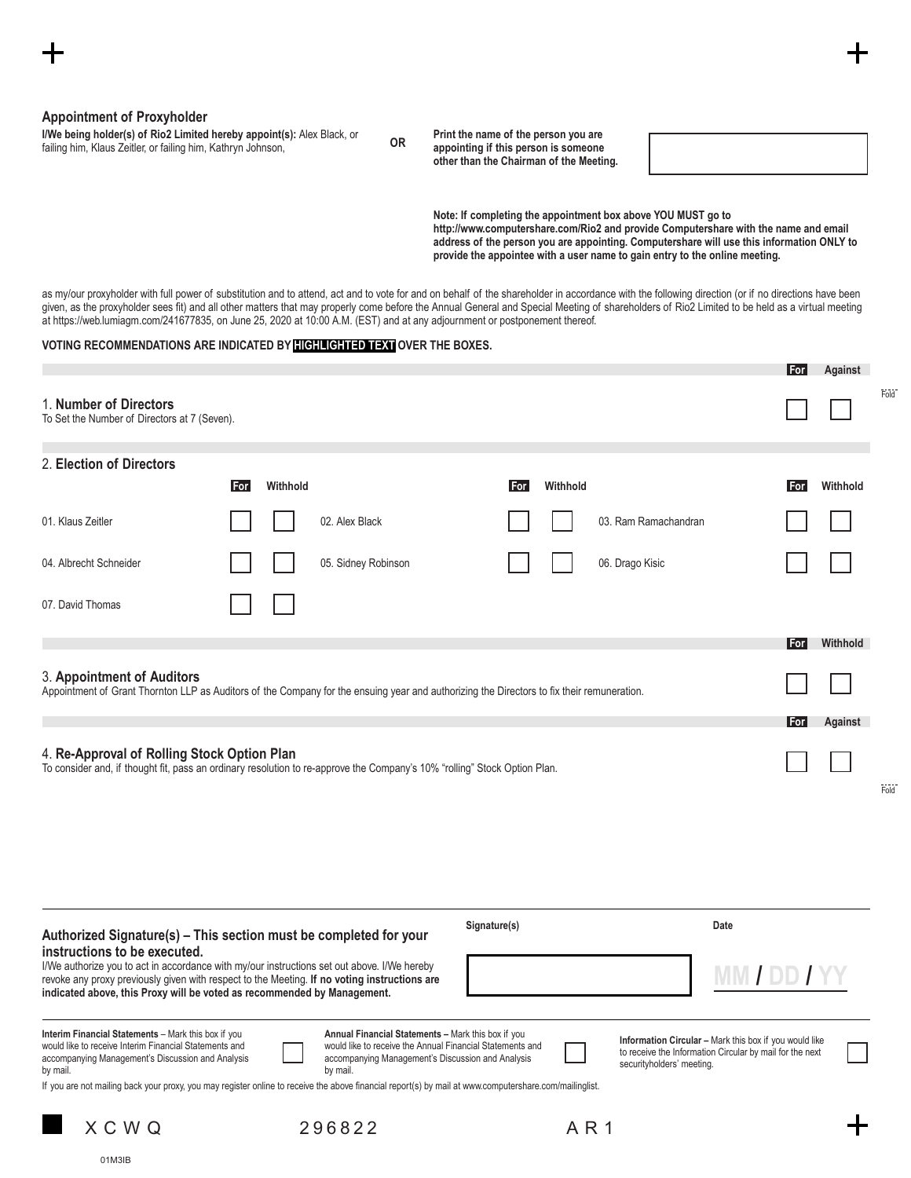## Appointment of Proxyholder

**I/We being holder(s) of Rio2 Limited hereby appoint(s):** Alex Black, or failing him, Klaus Zeitler, or failing him, Kathryn Johnson,

**OR**

**Print the name of the person you are appointing if this person is someone other than the Chairman of the Meeting.**

**Note: If completing the appointment box above YOU MUST go to http://www.computershare.com/Rio2 and provide Computershare with the name and email address of the person you are appointing. Computershare will use this information ONLY to provide the appointee with a user name to gain entry to the online meeting.**

as my/our proxyholder with full power of substitution and to attend, act and to vote for and on behalf of the shareholder in accordance with the following direction (or if no directions have been given, as the proxyholder sees fit) and all other matters that may properly come before the Annual General and Special Meeting of shareholders of Rio2 Limited to be held as a virtual meeting at https://web.lumiagm.com/241677835, on June 25, 2020 at 10:00 A.M. (EST) and at any adjournment or postponement thereof.

**VOTING RECOMMENDATIONS ARE INDICATED BY HIGHLIGHTED TEXT OVER THE BOXES.**

### 1. Number of Directors

To Set the Number of Directors at 7 (Seven).

| | **For** | Against |
|---|---|---|
| 1. Number of Directors | ☐ | ☐ |

### 2. Election of Directors

| | **For** | Withhold |
|---|---|---|
| 01. Klaus Zeitler | ☐ | ☐ |
| 02. Alex Black | ☐ | ☐ |
| 03. Ram Ramachandran | ☐ | ☐ |
| 04. Albrecht Schneider | ☐ | ☐ |
| 05. Sidney Robinson | ☐ | ☐ |
| 06. Drago Kisic | ☐ | ☐ |
| 07. David Thomas | ☐ | ☐ |

### 3. Appointment of Auditors

Appointment of Grant Thornton LLP as Auditors of the Company for the ensuing year and authorizing the Directors to fix their remuneration.

| | **For** | Withhold |
|---|---|---|
| 3. Appointment of Auditors | ☐ | ☐ |

### 4. Re-Approval of Rolling Stock Option Plan

To consider and, if thought fit, pass an ordinary resolution to re-approve the Company's 10% "rolling" Stock Option Plan.

| | **For** | Against |
|---|---|---|
| 4. Re-Approval of Rolling Stock Option Plan | ☐ | ☐ |

## Authorized Signature(s) – This section must be completed for your instructions to be executed.

I/We authorize you to act in accordance with my/our instructions set out above. I/We hereby revoke any proxy previously given with respect to the Meeting. **If no voting instructions are indicated above, this Proxy will be voted as recommended by Management.**

Signature(s)

Date

MM / DD / YY

**Interim Financial Statements** – Mark this box if you would like to receive Interim Financial Statements and accompanying Management's Discussion and Analysis by mail. ☐

**Annual Financial Statements –** Mark this box if you would like to receive the Annual Financial Statements and accompanying Management's Discussion and Analysis by mail. ☐

**Information Circular –** Mark this box if you would like to receive the Information Circular by mail for the next securityholders' meeting. ☐

If you are not mailing back your proxy, you may register online to receive the above financial report(s) by mail at www.computershare.com/mailinglist.

X C W Q 296822 A R 1

01M3IB